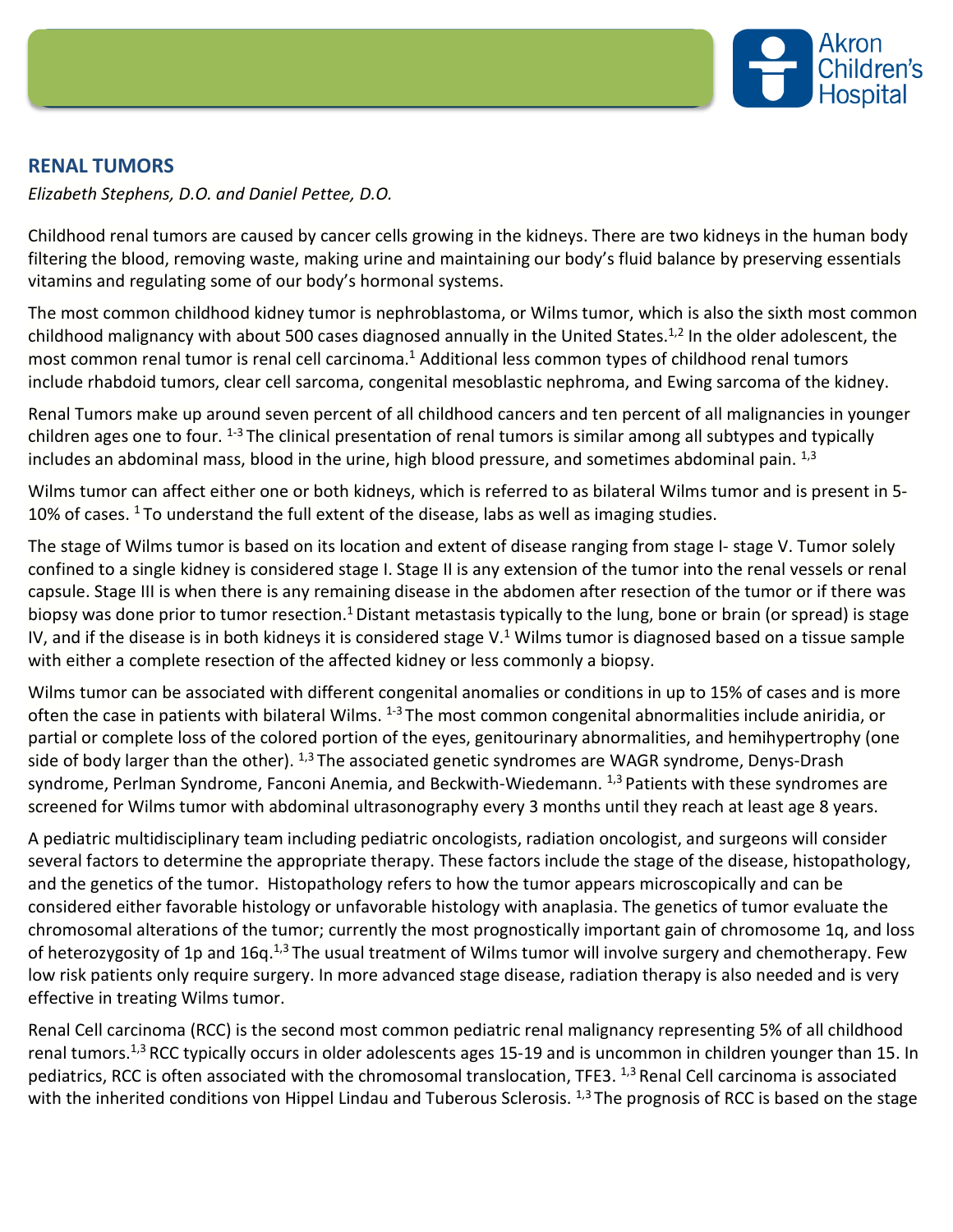## RENAL TUMORS

*Elizabeth Stephens, D.O. and Daniel Pettee, D.O.*

Childhood renal tumors are caused by cancer cells growing in the kidneys. There are two kidneys in the human body filtering the blood, removing waste, making urine and maintaining our body's fluid balance by preserving essentials vitamins and regulating some of our body's hormonal systems.

The most common childhood kidney tumor is nephroblastoma, or Wilms tumor, which is also the sixth most common childhood malignancy with about 500 cases diagnosed annually in the United States.[1,2] In the older adolescent, the most common renal tumor is renal cell carcinoma.[1] Additional less common types of childhood renal tumors include rhabdoid tumors, clear cell sarcoma, congenital mesoblastic nephroma, and Ewing sarcoma of the kidney.

Renal Tumors make up around seven percent of all childhood cancers and ten percent of all malignancies in younger children ages one to four. [1-3] The clinical presentation of renal tumors is similar among all subtypes and typically includes an abdominal mass, blood in the urine, high blood pressure, and sometimes abdominal pain. [1,3]

Wilms tumor can affect either one or both kidneys, which is referred to as bilateral Wilms tumor and is present in 5-10% of cases. [1] To understand the full extent of the disease, labs as well as imaging studies.

The stage of Wilms tumor is based on its location and extent of disease ranging from stage I- stage V. Tumor solely confined to a single kidney is considered stage I. Stage II is any extension of the tumor into the renal vessels or renal capsule. Stage III is when there is any remaining disease in the abdomen after resection of the tumor or if there was biopsy was done prior to tumor resection.[1] Distant metastasis typically to the lung, bone or brain (or spread) is stage IV, and if the disease is in both kidneys it is considered stage V.[1] Wilms tumor is diagnosed based on a tissue sample with either a complete resection of the affected kidney or less commonly a biopsy.

Wilms tumor can be associated with different congenital anomalies or conditions in up to 15% of cases and is more often the case in patients with bilateral Wilms. [1-3] The most common congenital abnormalities include aniridia, or partial or complete loss of the colored portion of the eyes, genitourinary abnormalities, and hemihypertrophy (one side of body larger than the other). [1,3] The associated genetic syndromes are WAGR syndrome, Denys-Drash syndrome, Perlman Syndrome, Fanconi Anemia, and Beckwith-Wiedemann. [1,3] Patients with these syndromes are screened for Wilms tumor with abdominal ultrasonography every 3 months until they reach at least age 8 years.

A pediatric multidisciplinary team including pediatric oncologists, radiation oncologist, and surgeons will consider several factors to determine the appropriate therapy. These factors include the stage of the disease, histopathology, and the genetics of the tumor. Histopathology refers to how the tumor appears microscopically and can be considered either favorable histology or unfavorable histology with anaplasia. The genetics of tumor evaluate the chromosomal alterations of the tumor; currently the most prognostically important gain of chromosome 1q, and loss of heterozygosity of 1p and 16q.[1,3] The usual treatment of Wilms tumor will involve surgery and chemotherapy. Few low risk patients only require surgery. In more advanced stage disease, radiation therapy is also needed and is very effective in treating Wilms tumor.

Renal Cell carcinoma (RCC) is the second most common pediatric renal malignancy representing 5% of all childhood renal tumors.[1,3] RCC typically occurs in older adolescents ages 15-19 and is uncommon in children younger than 15. In pediatrics, RCC is often associated with the chromosomal translocation, TFE3. [1,3] Renal Cell carcinoma is associated with the inherited conditions von Hippel Lindau and Tuberous Sclerosis. [1,3] The prognosis of RCC is based on the stage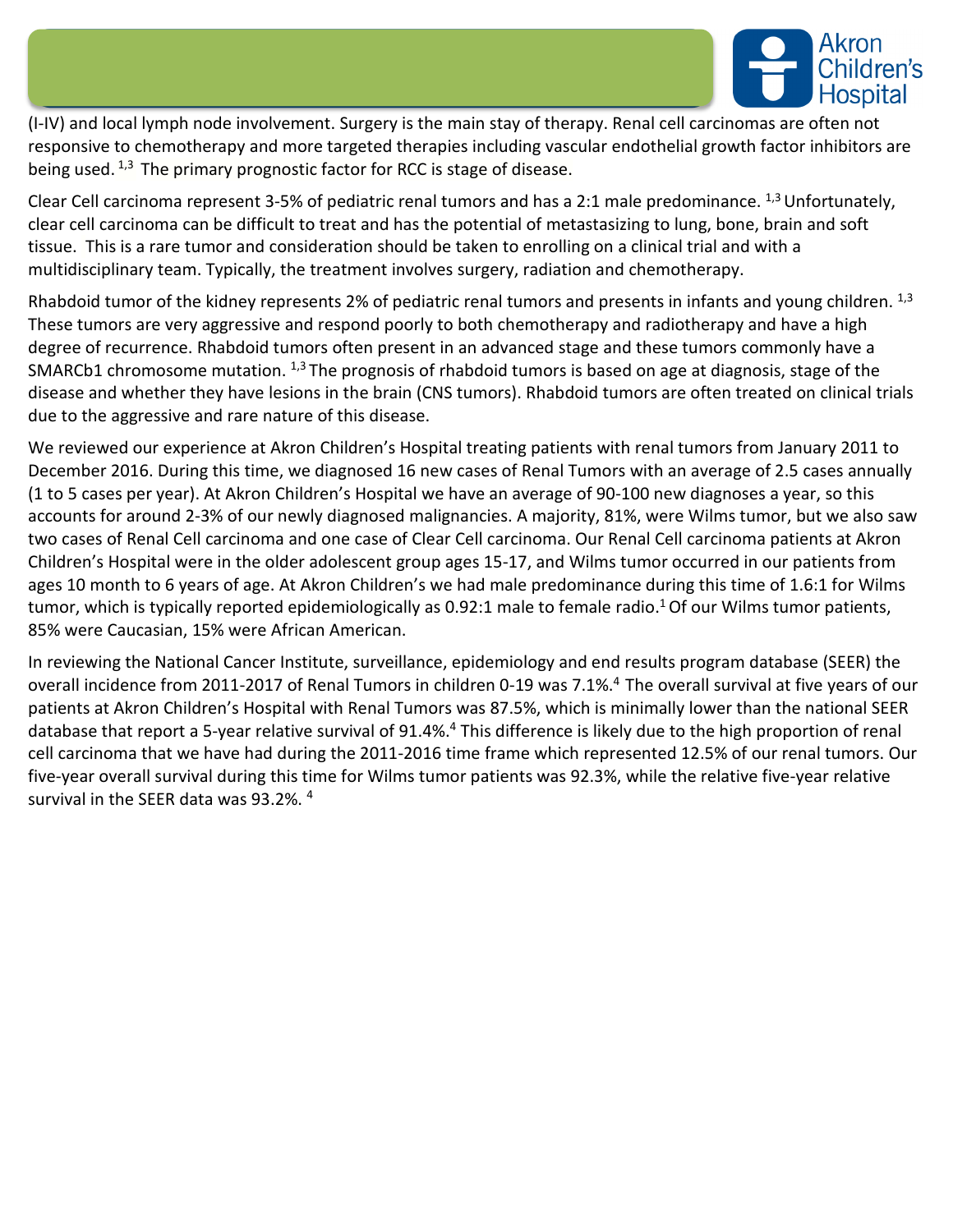(I-IV) and local lymph node involvement. Surgery is the main stay of therapy. Renal cell carcinomas are often not responsive to chemotherapy and more targeted therapies including vascular endothelial growth factor inhibitors are being used. [1,3] The primary prognostic factor for RCC is stage of disease.

Clear Cell carcinoma represent 3-5% of pediatric renal tumors and has a 2:1 male predominance. [1,3] Unfortunately, clear cell carcinoma can be difficult to treat and has the potential of metastasizing to lung, bone, brain and soft tissue. This is a rare tumor and consideration should be taken to enrolling on a clinical trial and with a multidisciplinary team. Typically, the treatment involves surgery, radiation and chemotherapy.

Rhabdoid tumor of the kidney represents 2% of pediatric renal tumors and presents in infants and young children. [1,3] These tumors are very aggressive and respond poorly to both chemotherapy and radiotherapy and have a high degree of recurrence. Rhabdoid tumors often present in an advanced stage and these tumors commonly have a SMARCb1 chromosome mutation. [1,3] The prognosis of rhabdoid tumors is based on age at diagnosis, stage of the disease and whether they have lesions in the brain (CNS tumors). Rhabdoid tumors are often treated on clinical trials due to the aggressive and rare nature of this disease.

We reviewed our experience at Akron Children's Hospital treating patients with renal tumors from January 2011 to December 2016. During this time, we diagnosed 16 new cases of Renal Tumors with an average of 2.5 cases annually (1 to 5 cases per year). At Akron Children's Hospital we have an average of 90-100 new diagnoses a year, so this accounts for around 2-3% of our newly diagnosed malignancies. A majority, 81%, were Wilms tumor, but we also saw two cases of Renal Cell carcinoma and one case of Clear Cell carcinoma. Our Renal Cell carcinoma patients at Akron Children's Hospital were in the older adolescent group ages 15-17, and Wilms tumor occurred in our patients from ages 10 month to 6 years of age. At Akron Children's we had male predominance during this time of 1.6:1 for Wilms tumor, which is typically reported epidemiologically as 0.92:1 male to female radio.[1] Of our Wilms tumor patients, 85% were Caucasian, 15% were African American.

In reviewing the National Cancer Institute, surveillance, epidemiology and end results program database (SEER) the overall incidence from 2011-2017 of Renal Tumors in children 0-19 was 7.1%.[4] The overall survival at five years of our patients at Akron Children's Hospital with Renal Tumors was 87.5%, which is minimally lower than the national SEER database that report a 5-year relative survival of 91.4%.[4] This difference is likely due to the high proportion of renal cell carcinoma that we have had during the 2011-2016 time frame which represented 12.5% of our renal tumors. Our five-year overall survival during this time for Wilms tumor patients was 92.3%, while the relative five-year relative survival in the SEER data was 93.2%. [4]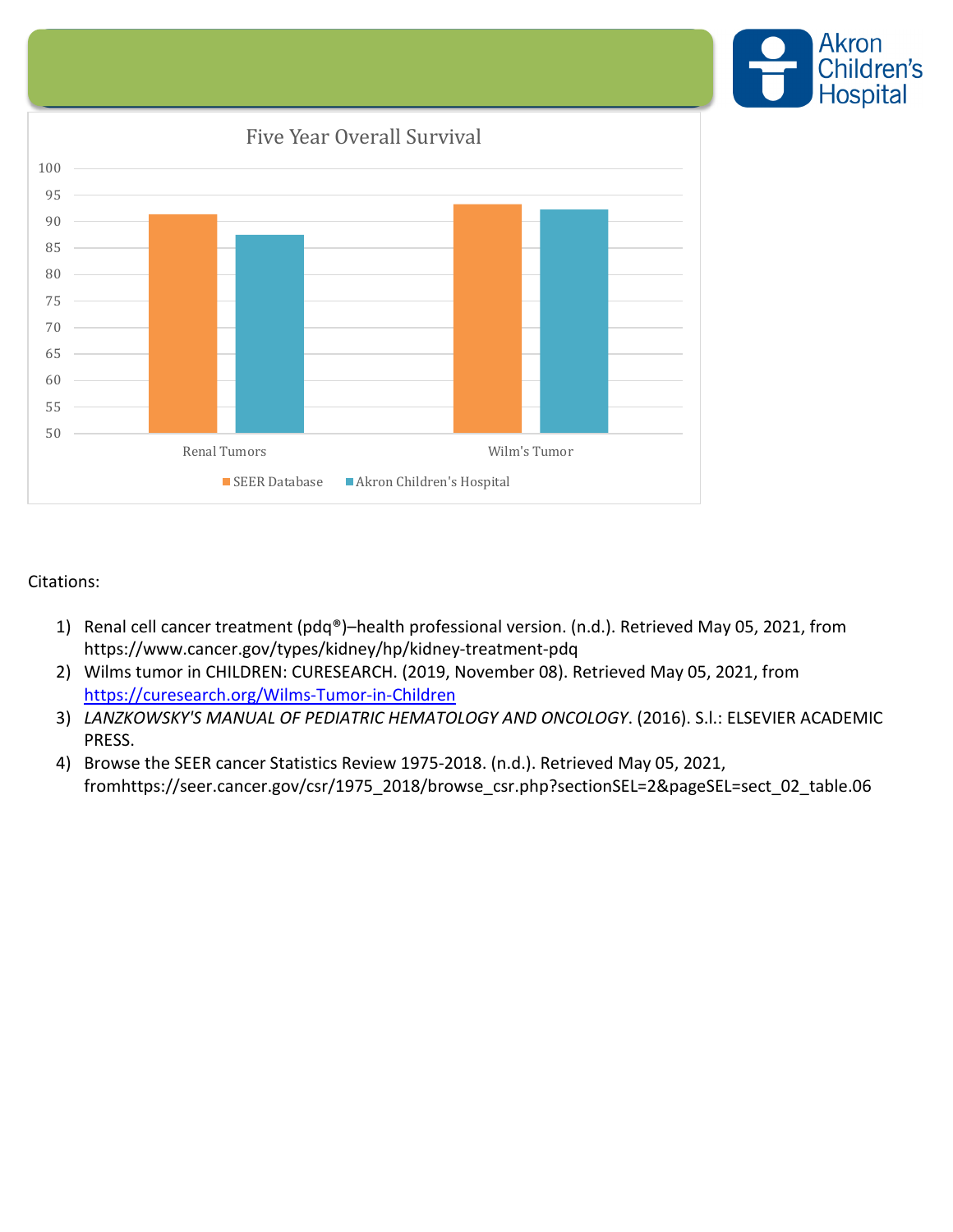Five Year Overall Survival

100
95
90
85
80
75
70
65
60
55
50

Renal Tumors

Wilm's Tumor

SEER Database

Akron Children's Hospital

Citations:

1) Renal cell cancer treatment (pdq®)–health professional version. (n.d.). Retrieved May 05, 2021, from https://www.cancer.gov/types/kidney/hp/kidney-treatment-pdq
2) Wilms tumor in CHILDREN: CURESEARCH. (2019, November 08). Retrieved May 05, 2021, from https://curesearch.org/Wilms-Tumor-in-Children
3) *LANZKOWSKY'S MANUAL OF PEDIATRIC HEMATOLOGY AND ONCOLOGY*. (2016). S.l.: ELSEVIER ACADEMIC PRESS.
4) Browse the SEER cancer Statistics Review 1975-2018. (n.d.). Retrieved May 05, 2021, fromhttps://seer.cancer.gov/csr/1975_2018/browse_csr.php?sectionSEL=2&pageSEL=sect_02_table.06